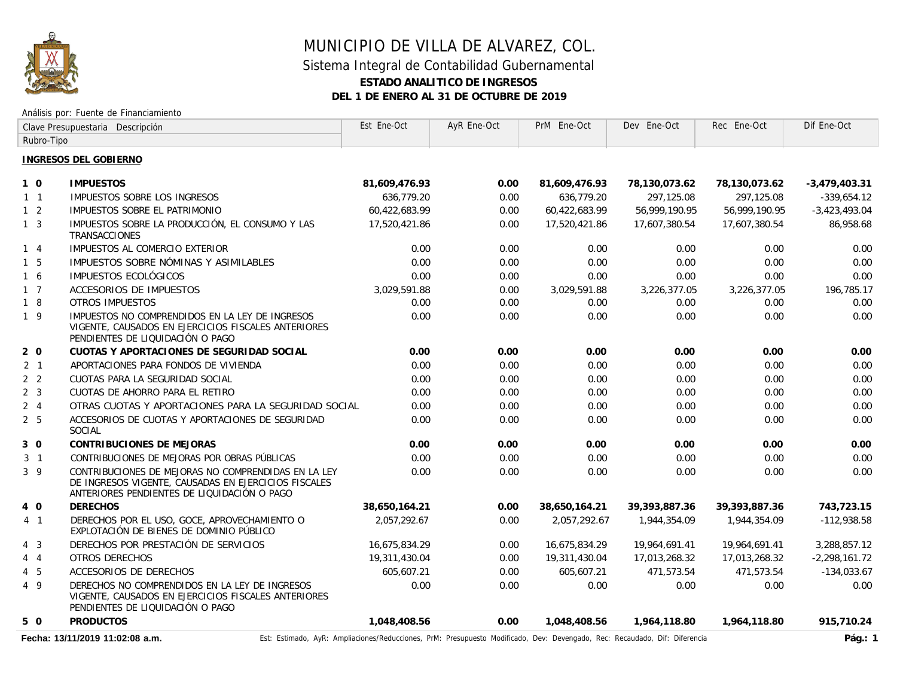# MUNICIPIO DE VILLA DE ALVAREZ, COL.

## Sistema Integral de Contabilidad Gubernamental

### ESTADO ANALITICO DE INGRESOS

### DEL 1 DE ENERO AL 31 DE OCTUBRE DE 2019

Análisis por: Fuente de Financiamiento

| Clave Presupuestaria Rubro-Tipo | Descripción | Est Ene-Oct | AyR Ene-Oct | PrM Ene-Oct | Dev Ene-Oct | Rec Ene-Oct | Dif Ene-Oct |
|---|---|---|---|---|---|---|---|
| | **INGRESOS DEL GOBIERNO** | | | | | | |
| **1 0** | **IMPUESTOS** | **81,609,476.93** | **0.00** | **81,609,476.93** | **78,130,073.62** | **78,130,073.62** | **-3,479,403.31** |
| 1 1 | IMPUESTOS SOBRE LOS INGRESOS | 636,779.20 | 0.00 | 636,779.20 | 297,125.08 | 297,125.08 | -339,654.12 |
| 1 2 | IMPUESTOS SOBRE EL PATRIMONIO | 60,422,683.99 | 0.00 | 60,422,683.99 | 56,999,190.95 | 56,999,190.95 | -3,423,493.04 |
| 1 3 | IMPUESTOS SOBRE LA PRODUCCIÓN, EL CONSUMO Y LAS TRANSACCIONES | 17,520,421.86 | 0.00 | 17,520,421.86 | 17,607,380.54 | 17,607,380.54 | 86,958.68 |
| 1 4 | IMPUESTOS AL COMERCIO EXTERIOR | 0.00 | 0.00 | 0.00 | 0.00 | 0.00 | 0.00 |
| 1 5 | IMPUESTOS SOBRE NÓMINAS Y ASIMILABLES | 0.00 | 0.00 | 0.00 | 0.00 | 0.00 | 0.00 |
| 1 6 | IMPUESTOS ECOLÓGICOS | 0.00 | 0.00 | 0.00 | 0.00 | 0.00 | 0.00 |
| 1 7 | ACCESORIOS DE IMPUESTOS | 3,029,591.88 | 0.00 | 3,029,591.88 | 3,226,377.05 | 3,226,377.05 | 196,785.17 |
| 1 8 | OTROS IMPUESTOS | 0.00 | 0.00 | 0.00 | 0.00 | 0.00 | 0.00 |
| 1 9 | IMPUESTOS NO COMPRENDIDOS EN LA LEY DE INGRESOS VIGENTE, CAUSADOS EN EJERCICIOS FISCALES ANTERIORES PENDIENTES DE LIQUIDACIÓN O PAGO | 0.00 | 0.00 | 0.00 | 0.00 | 0.00 | 0.00 |
| **2 0** | **CUOTAS Y APORTACIONES DE SEGURIDAD SOCIAL** | **0.00** | **0.00** | **0.00** | **0.00** | **0.00** | **0.00** |
| 2 1 | APORTACIONES PARA FONDOS DE VIVIENDA | 0.00 | 0.00 | 0.00 | 0.00 | 0.00 | 0.00 |
| 2 2 | CUOTAS PARA LA SEGURIDAD SOCIAL | 0.00 | 0.00 | 0.00 | 0.00 | 0.00 | 0.00 |
| 2 3 | CUOTAS DE AHORRO PARA EL RETIRO | 0.00 | 0.00 | 0.00 | 0.00 | 0.00 | 0.00 |
| 2 4 | OTRAS CUOTAS Y APORTACIONES PARA LA SEGURIDAD SOCIAL | 0.00 | 0.00 | 0.00 | 0.00 | 0.00 | 0.00 |
| 2 5 | ACCESORIOS DE CUOTAS Y APORTACIONES DE SEGURIDAD SOCIAL | 0.00 | 0.00 | 0.00 | 0.00 | 0.00 | 0.00 |
| **3 0** | **CONTRIBUCIONES DE MEJORAS** | **0.00** | **0.00** | **0.00** | **0.00** | **0.00** | **0.00** |
| 3 1 | CONTRIBUCIONES DE MEJORAS POR OBRAS PÚBLICAS | 0.00 | 0.00 | 0.00 | 0.00 | 0.00 | 0.00 |
| 3 9 | CONTRIBUCIONES DE MEJORAS NO COMPRENDIDAS EN LA LEY DE INGRESOS VIGENTE, CAUSADAS EN EJERCICIOS FISCALES ANTERIORES PENDIENTES DE LIQUIDACIÓN O PAGO | 0.00 | 0.00 | 0.00 | 0.00 | 0.00 | 0.00 |
| **4 0** | **DERECHOS** | **38,650,164.21** | **0.00** | **38,650,164.21** | **39,393,887.36** | **39,393,887.36** | **743,723.15** |
| 4 1 | DERECHOS POR EL USO, GOCE, APROVECHAMIENTO O EXPLOTACIÓN DE BIENES DE DOMINIO PÚBLICO | 2,057,292.67 | 0.00 | 2,057,292.67 | 1,944,354.09 | 1,944,354.09 | -112,938.58 |
| 4 3 | DERECHOS POR PRESTACIÓN DE SERVICIOS | 16,675,834.29 | 0.00 | 16,675,834.29 | 19,964,691.41 | 19,964,691.41 | 3,288,857.12 |
| 4 4 | OTROS DERECHOS | 19,311,430.04 | 0.00 | 19,311,430.04 | 17,013,268.32 | 17,013,268.32 | -2,298,161.72 |
| 4 5 | ACCESORIOS DE DERECHOS | 605,607.21 | 0.00 | 605,607.21 | 471,573.54 | 471,573.54 | -134,033.67 |
| 4 9 | DERECHOS NO COMPRENDIDOS EN LA LEY DE INGRESOS VIGENTE, CAUSADOS EN EJERCICIOS FISCALES ANTERIORES PENDIENTES DE LIQUIDACIÓN O PAGO | 0.00 | 0.00 | 0.00 | 0.00 | 0.00 | 0.00 |
| **5 0** | **PRODUCTOS** | **1,048,408.56** | **0.00** | **1,048,408.56** | **1,964,118.80** | **1,964,118.80** | **915,710.24** |

**Fecha: 13/11/2019 11:02:08 a.m.**

Est: Estimado, AyR: Ampliaciones/Reducciones, PrM: Presupuesto Modificado, Dev: Devengado, Rec: Recaudado, Dif: Diferencia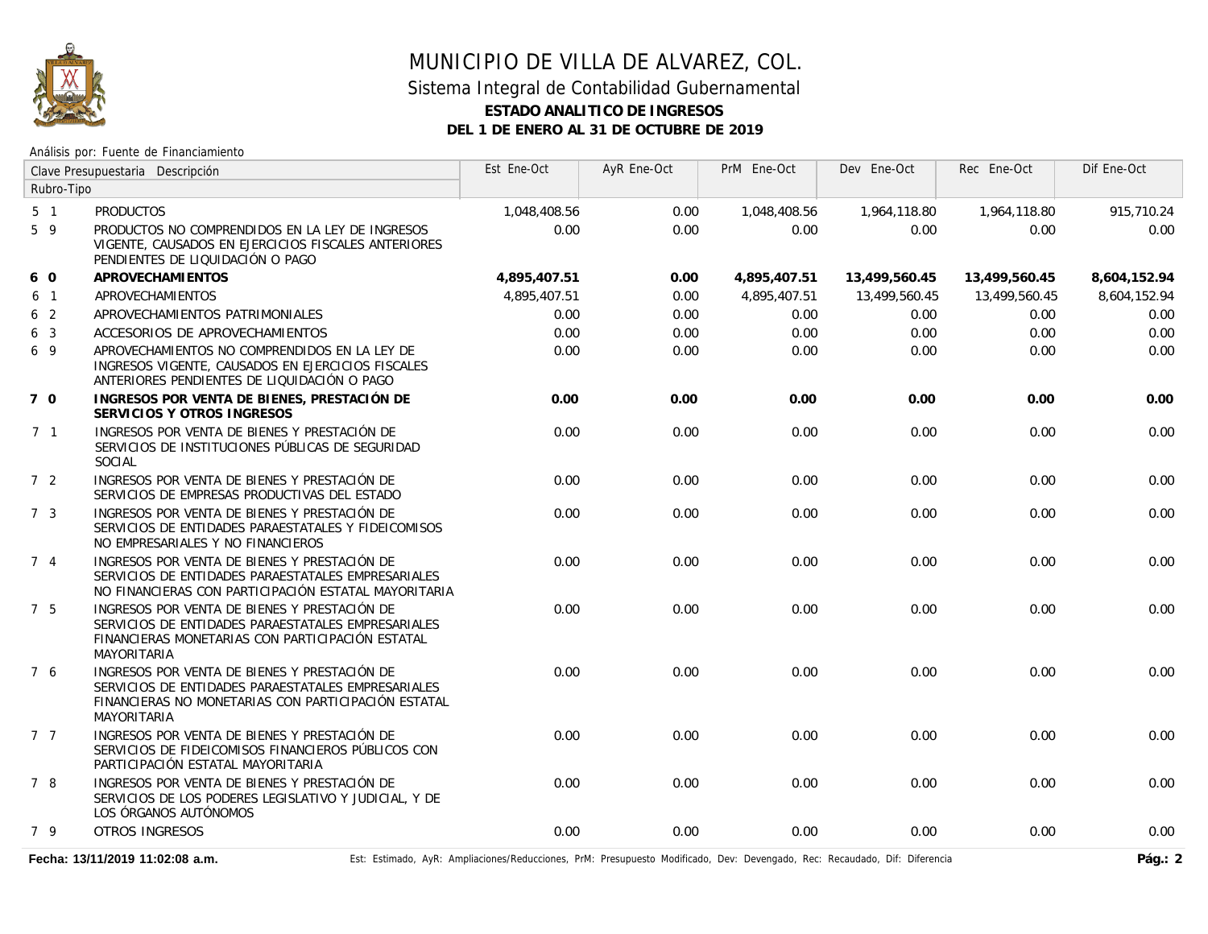# MUNICIPIO DE VILLA DE ALVAREZ, COL.

## Sistema Integral de Contabilidad Gubernamental

### ESTADO ANALITICO DE INGRESOS

### DEL 1 DE ENERO AL 31 DE OCTUBRE DE 2019

Análisis por: Fuente de Financiamiento

| Clave Presupuestaria Rubro-Tipo | Descripción | Est Ene-Oct | AyR Ene-Oct | PrM Ene-Oct | Dev Ene-Oct | Rec Ene-Oct | Dif Ene-Oct |
|---|---|---|---|---|---|---|---|
| 5 1 | PRODUCTOS | 1,048,408.56 | 0.00 | 1,048,408.56 | 1,964,118.80 | 1,964,118.80 | 915,710.24 |
| 5 9 | PRODUCTOS NO COMPRENDIDOS EN LA LEY DE INGRESOS VIGENTE, CAUSADOS EN EJERCICIOS FISCALES ANTERIORES PENDIENTES DE LIQUIDACIÓN O PAGO | 0.00 | 0.00 | 0.00 | 0.00 | 0.00 | 0.00 |
| **6 0** | **APROVECHAMIENTOS** | **4,895,407.51** | **0.00** | **4,895,407.51** | **13,499,560.45** | **13,499,560.45** | **8,604,152.94** |
| 6 1 | APROVECHAMIENTOS | 4,895,407.51 | 0.00 | 4,895,407.51 | 13,499,560.45 | 13,499,560.45 | 8,604,152.94 |
| 6 2 | APROVECHAMIENTOS PATRIMONIALES | 0.00 | 0.00 | 0.00 | 0.00 | 0.00 | 0.00 |
| 6 3 | ACCESORIOS DE APROVECHAMIENTOS | 0.00 | 0.00 | 0.00 | 0.00 | 0.00 | 0.00 |
| 6 9 | APROVECHAMIENTOS NO COMPRENDIDOS EN LA LEY DE INGRESOS VIGENTE, CAUSADOS EN EJERCICIOS FISCALES ANTERIORES PENDIENTES DE LIQUIDACIÓN O PAGO | 0.00 | 0.00 | 0.00 | 0.00 | 0.00 | 0.00 |
| **7 0** | **INGRESOS POR VENTA DE BIENES, PRESTACIÓN DE SERVICIOS Y OTROS INGRESOS** | **0.00** | **0.00** | **0.00** | **0.00** | **0.00** | **0.00** |
| 7 1 | INGRESOS POR VENTA DE BIENES Y PRESTACIÓN DE SERVICIOS DE INSTITUCIONES PÚBLICAS DE SEGURIDAD SOCIAL | 0.00 | 0.00 | 0.00 | 0.00 | 0.00 | 0.00 |
| 7 2 | INGRESOS POR VENTA DE BIENES Y PRESTACIÓN DE SERVICIOS DE EMPRESAS PRODUCTIVAS DEL ESTADO | 0.00 | 0.00 | 0.00 | 0.00 | 0.00 | 0.00 |
| 7 3 | INGRESOS POR VENTA DE BIENES Y PRESTACIÓN DE SERVICIOS DE ENTIDADES PARAESTATALES Y FIDEICOMISOS NO EMPRESARIALES Y NO FINANCIEROS | 0.00 | 0.00 | 0.00 | 0.00 | 0.00 | 0.00 |
| 7 4 | INGRESOS POR VENTA DE BIENES Y PRESTACIÓN DE SERVICIOS DE ENTIDADES PARAESTATALES EMPRESARIALES NO FINANCIERAS CON PARTICIPACIÓN ESTATAL MAYORITARIA | 0.00 | 0.00 | 0.00 | 0.00 | 0.00 | 0.00 |
| 7 5 | INGRESOS POR VENTA DE BIENES Y PRESTACIÓN DE SERVICIOS DE ENTIDADES PARAESTATALES EMPRESARIALES FINANCIERAS MONETARIAS CON PARTICIPACIÓN ESTATAL MAYORITARIA | 0.00 | 0.00 | 0.00 | 0.00 | 0.00 | 0.00 |
| 7 6 | INGRESOS POR VENTA DE BIENES Y PRESTACIÓN DE SERVICIOS DE ENTIDADES PARAESTATALES EMPRESARIALES FINANCIERAS NO MONETARIAS CON PARTICIPACIÓN ESTATAL MAYORITARIA | 0.00 | 0.00 | 0.00 | 0.00 | 0.00 | 0.00 |
| 7 7 | INGRESOS POR VENTA DE BIENES Y PRESTACIÓN DE SERVICIOS DE FIDEICOMISOS FINANCIEROS PÚBLICOS CON PARTICIPACIÓN ESTATAL MAYORITARIA | 0.00 | 0.00 | 0.00 | 0.00 | 0.00 | 0.00 |
| 7 8 | INGRESOS POR VENTA DE BIENES Y PRESTACIÓN DE SERVICIOS DE LOS PODERES LEGISLATIVO Y JUDICIAL, Y DE LOS ÓRGANOS AUTÓNOMOS | 0.00 | 0.00 | 0.00 | 0.00 | 0.00 | 0.00 |
| 7 9 | OTROS INGRESOS | 0.00 | 0.00 | 0.00 | 0.00 | 0.00 | 0.00 |

**Fecha: 13/11/2019 11:02:08 a.m.**

Est: Estimado, AyR: Ampliaciones/Reducciones, PrM: Presupuesto Modificado, Dev: Devengado, Rec: Recaudado, Dif: Diferencia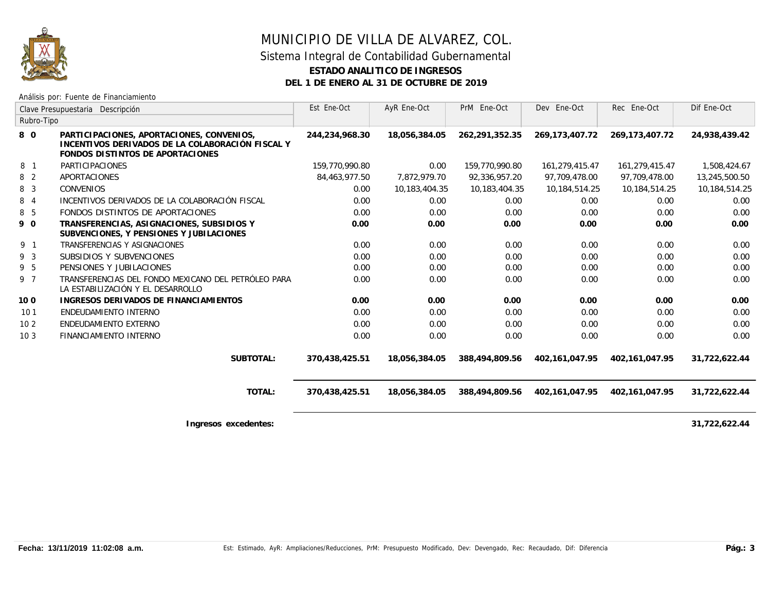# MUNICIPIO DE VILLA DE ALVAREZ, COL.

## Sistema Integral de Contabilidad Gubernamental

### ESTADO ANALITICO DE INGRESOS

### DEL 1 DE ENERO AL 31 DE OCTUBRE DE 2019

Análisis por: Fuente de Financiamiento

| Clave Presupuestaria Rubro-Tipo | Descripción | Est Ene-Oct | AyR Ene-Oct | PrM Ene-Oct | Dev Ene-Oct | Rec Ene-Oct | Dif Ene-Oct |
|---|---|---|---|---|---|---|---|
| **8 0** | **PARTICIPACIONES, APORTACIONES, CONVENIOS, INCENTIVOS DERIVADOS DE LA COLABORACIÓN FISCAL Y FONDOS DISTINTOS DE APORTACIONES** | **244,234,968.30** | **18,056,384.05** | **262,291,352.35** | **269,173,407.72** | **269,173,407.72** | **24,938,439.42** |
| 8 1 | PARTICIPACIONES | 159,770,990.80 | 0.00 | 159,770,990.80 | 161,279,415.47 | 161,279,415.47 | 1,508,424.67 |
| 8 2 | APORTACIONES | 84,463,977.50 | 7,872,979.70 | 92,336,957.20 | 97,709,478.00 | 97,709,478.00 | 13,245,500.50 |
| 8 3 | CONVENIOS | 0.00 | 10,183,404.35 | 10,183,404.35 | 10,184,514.25 | 10,184,514.25 | 10,184,514.25 |
| 8 4 | INCENTIVOS DERIVADOS DE LA COLABORACIÓN FISCAL | 0.00 | 0.00 | 0.00 | 0.00 | 0.00 | 0.00 |
| 8 5 | FONDOS DISTINTOS DE APORTACIONES | 0.00 | 0.00 | 0.00 | 0.00 | 0.00 | 0.00 |
| **9 0** | **TRANSFERENCIAS, ASIGNACIONES, SUBSIDIOS Y SUBVENCIONES, Y PENSIONES Y JUBILACIONES** | **0.00** | **0.00** | **0.00** | **0.00** | **0.00** | **0.00** |
| 9 1 | TRANSFERENCIAS Y ASIGNACIONES | 0.00 | 0.00 | 0.00 | 0.00 | 0.00 | 0.00 |
| 9 3 | SUBSIDIOS Y SUBVENCIONES | 0.00 | 0.00 | 0.00 | 0.00 | 0.00 | 0.00 |
| 9 5 | PENSIONES Y JUBILACIONES | 0.00 | 0.00 | 0.00 | 0.00 | 0.00 | 0.00 |
| 9 7 | TRANSFERENCIAS DEL FONDO MEXICANO DEL PETRÓLEO PARA LA ESTABILIZACIÓN Y EL DESARROLLO | 0.00 | 0.00 | 0.00 | 0.00 | 0.00 | 0.00 |
| **10 0** | **INGRESOS DERIVADOS DE FINANCIAMIENTOS** | **0.00** | **0.00** | **0.00** | **0.00** | **0.00** | **0.00** |
| 10 1 | ENDEUDAMIENTO INTERNO | 0.00 | 0.00 | 0.00 | 0.00 | 0.00 | 0.00 |
| 10 2 | ENDEUDAMIENTO EXTERNO | 0.00 | 0.00 | 0.00 | 0.00 | 0.00 | 0.00 |
| 10 3 | FINANCIAMIENTO INTERNO | 0.00 | 0.00 | 0.00 | 0.00 | 0.00 | 0.00 |
| | **SUBTOTAL:** | **370,438,425.51** | **18,056,384.05** | **388,494,809.56** | **402,161,047.95** | **402,161,047.95** | **31,722,622.44** |
| | **TOTAL:** | **370,438,425.51** | **18,056,384.05** | **388,494,809.56** | **402,161,047.95** | **402,161,047.95** | **31,722,622.44** |
| | **Ingresos excedentes:** | | | | | | **31,722,622.44** |

**Fecha: 13/11/2019 11:02:08 a.m.**

Est: Estimado, AyR: Ampliaciones/Reducciones, PrM: Presupuesto Modificado, Dev: Devengado, Rec: Recaudado, Dif: Diferencia